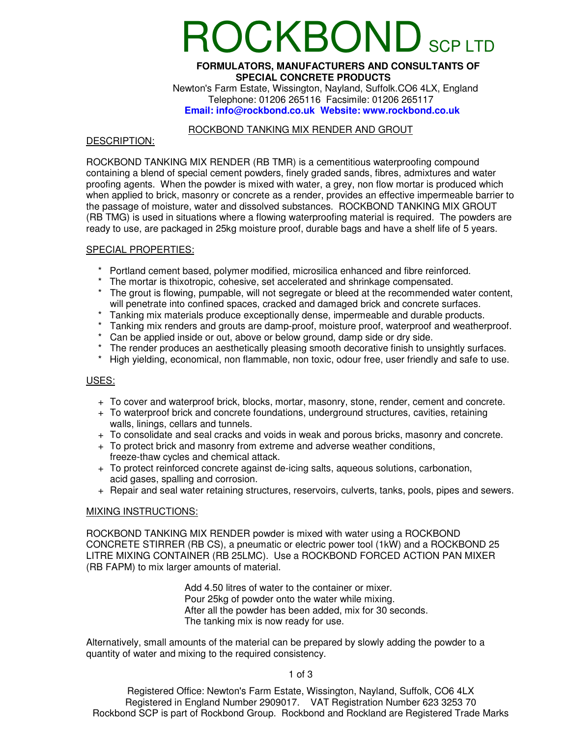# ROCKBOND SCP LTD

**FORMULATORS, MANUFACTURERS AND CONSULTANTS OF SPECIAL CONCRETE PRODUCTS**

Newton's Farm Estate, Wissington, Nayland, Suffolk.CO6 4LX, England
Telephone: 01206 265116 Facsimile: 01206 265117
**Email: info@rockbond.co.uk Website: www.rockbond.co.uk**

## ROCKBOND TANKING MIX RENDER AND GROUT

### DESCRIPTION:

ROCKBOND TANKING MIX RENDER (RB TMR) is a cementitious waterproofing compound containing a blend of special cement powders, finely graded sands, fibres, admixtures and water proofing agents. When the powder is mixed with water, a grey, non flow mortar is produced which when applied to brick, masonry or concrete as a render, provides an effective impermeable barrier to the passage of moisture, water and dissolved substances. ROCKBOND TANKING MIX GROUT (RB TMG) is used in situations where a flowing waterproofing material is required. The powders are ready to use, are packaged in 25kg moisture proof, durable bags and have a shelf life of 5 years.

### SPECIAL PROPERTIES:

* Portland cement based, polymer modified, microsilica enhanced and fibre reinforced.
* The mortar is thixotropic, cohesive, set accelerated and shrinkage compensated.
* The grout is flowing, pumpable, will not segregate or bleed at the recommended water content, will penetrate into confined spaces, cracked and damaged brick and concrete surfaces.
* Tanking mix materials produce exceptionally dense, impermeable and durable products.
* Tanking mix renders and grouts are damp-proof, moisture proof, waterproof and weatherproof.
* Can be applied inside or out, above or below ground, damp side or dry side.
* The render produces an aesthetically pleasing smooth decorative finish to unsightly surfaces.
* High yielding, economical, non flammable, non toxic, odour free, user friendly and safe to use.

### USES:

+ To cover and waterproof brick, blocks, mortar, masonry, stone, render, cement and concrete.
+ To waterproof brick and concrete foundations, underground structures, cavities, retaining walls, linings, cellars and tunnels.
+ To consolidate and seal cracks and voids in weak and porous bricks, masonry and concrete.
+ To protect brick and masonry from extreme and adverse weather conditions, freeze-thaw cycles and chemical attack.
+ To protect reinforced concrete against de-icing salts, aqueous solutions, carbonation, acid gases, spalling and corrosion.
+ Repair and seal water retaining structures, reservoirs, culverts, tanks, pools, pipes and sewers.

### MIXING INSTRUCTIONS:

ROCKBOND TANKING MIX RENDER powder is mixed with water using a ROCKBOND CONCRETE STIRRER (RB CS), a pneumatic or electric power tool (1kW) and a ROCKBOND 25 LITRE MIXING CONTAINER (RB 25LMC). Use a ROCKBOND FORCED ACTION PAN MIXER (RB FAPM) to mix larger amounts of material.

Add 4.50 litres of water to the container or mixer.
Pour 25kg of powder onto the water while mixing.
After all the powder has been added, mix for 30 seconds.
The tanking mix is now ready for use.

Alternatively, small amounts of the material can be prepared by slowly adding the powder to a quantity of water and mixing to the required consistency.

Registered Office: Newton's Farm Estate, Wissington, Nayland, Suffolk, CO6 4LX
Registered in England Number 2909017. VAT Registration Number 623 3253 70
Rockbond SCP is part of Rockbond Group. Rockbond and Rockland are Registered Trade Marks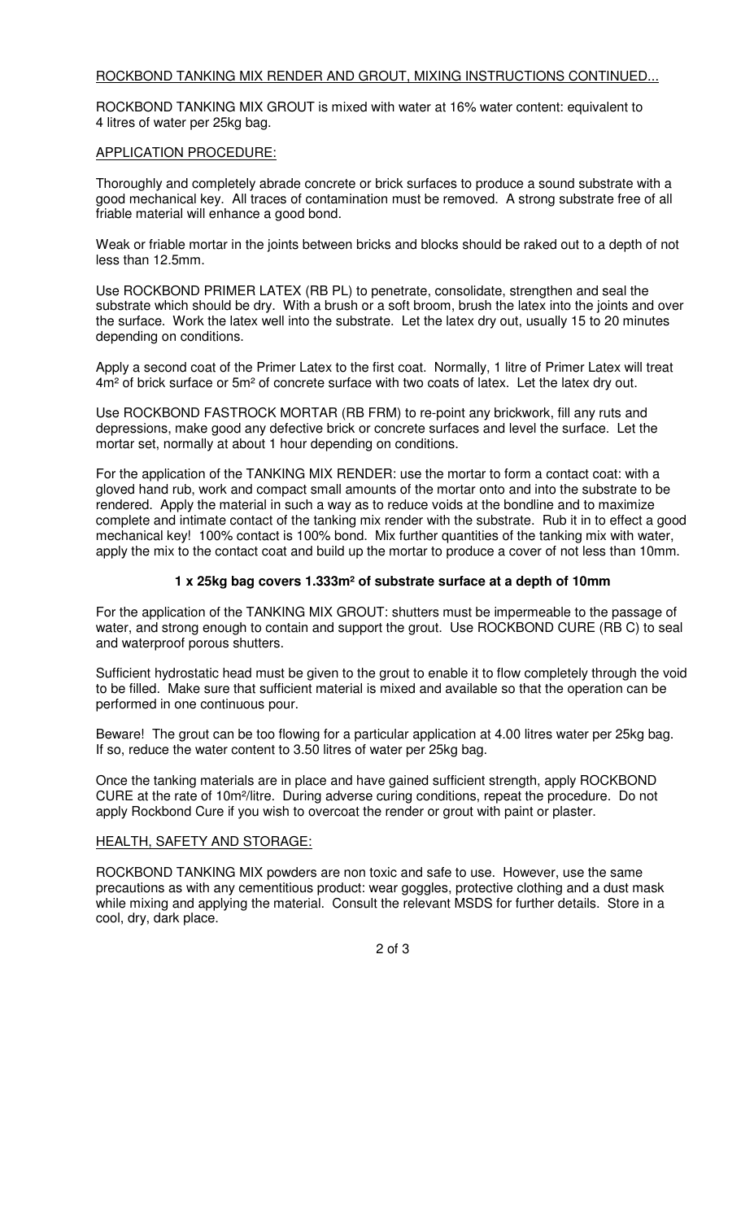ROCKBOND TANKING MIX RENDER AND GROUT, MIXING INSTRUCTIONS CONTINUED...

ROCKBOND TANKING MIX GROUT is mixed with water at 16% water content: equivalent to 4 litres of water per 25kg bag.

APPLICATION PROCEDURE:

Thoroughly and completely abrade concrete or brick surfaces to produce a sound substrate with a good mechanical key. All traces of contamination must be removed. A strong substrate free of all friable material will enhance a good bond.

Weak or friable mortar in the joints between bricks and blocks should be raked out to a depth of not less than 12.5mm.

Use ROCKBOND PRIMER LATEX (RB PL) to penetrate, consolidate, strengthen and seal the substrate which should be dry. With a brush or a soft broom, brush the latex into the joints and over the surface. Work the latex well into the substrate. Let the latex dry out, usually 15 to 20 minutes depending on conditions.

Apply a second coat of the Primer Latex to the first coat. Normally, 1 litre of Primer Latex will treat $4m^2$ of brick surface or $5m^2$ of concrete surface with two coats of latex. Let the latex dry out.

Use ROCKBOND FASTROCK MORTAR (RB FRM) to re-point any brickwork, fill any ruts and depressions, make good any defective brick or concrete surfaces and level the surface. Let the mortar set, normally at about 1 hour depending on conditions.

For the application of the TANKING MIX RENDER: use the mortar to form a contact coat: with a gloved hand rub, work and compact small amounts of the mortar onto and into the substrate to be rendered. Apply the material in such a way as to reduce voids at the bondline and to maximize complete and intimate contact of the tanking mix render with the substrate. Rub it in to effect a good mechanical key! 100% contact is 100% bond. Mix further quantities of the tanking mix with water, apply the mix to the contact coat and build up the mortar to produce a cover of not less than 10mm.

**1 x 25kg bag covers $1.333m^2$ of substrate surface at a depth of 10mm**

For the application of the TANKING MIX GROUT: shutters must be impermeable to the passage of water, and strong enough to contain and support the grout. Use ROCKBOND CURE (RB C) to seal and waterproof porous shutters.

Sufficient hydrostatic head must be given to the grout to enable it to flow completely through the void to be filled. Make sure that sufficient material is mixed and available so that the operation can be performed in one continuous pour.

Beware! The grout can be too flowing for a particular application at 4.00 litres water per 25kg bag. If so, reduce the water content to 3.50 litres of water per 25kg bag.

Once the tanking materials are in place and have gained sufficient strength, apply ROCKBOND CURE at the rate of $10m^2$/litre. During adverse curing conditions, repeat the procedure. Do not apply Rockbond Cure if you wish to overcoat the render or grout with paint or plaster.

HEALTH, SAFETY AND STORAGE:

ROCKBOND TANKING MIX powders are non toxic and safe to use. However, use the same precautions as with any cementitious product: wear goggles, protective clothing and a dust mask while mixing and applying the material. Consult the relevant MSDS for further details. Store in a cool, dry, dark place.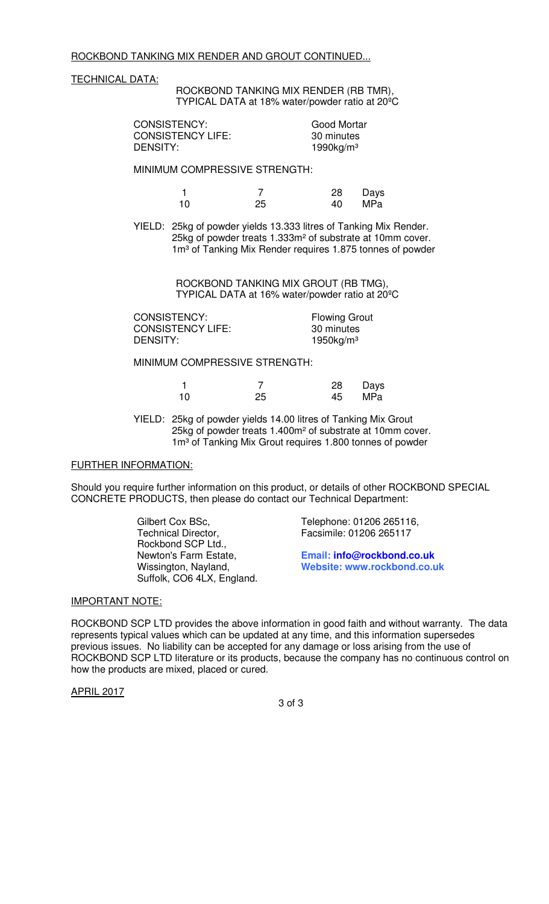ROCKBOND TANKING MIX RENDER AND GROUT CONTINUED...

TECHNICAL DATA:

ROCKBOND TANKING MIX RENDER (RB TMR),
TYPICAL DATA at 18% water/powder ratio at 20ºC

| | |
|---|---|
| CONSISTENCY: | Good Mortar |
| CONSISTENCY LIFE: | 30 minutes |
| DENSITY: | 1990kg/m³ |

MINIMUM COMPRESSIVE STRENGTH:

| | | | |
|---|---|---|---|
| 1 | 7 | 28 | Days |
| 10 | 25 | 40 | MPa |

YIELD: 25kg of powder yields 13.333 litres of Tanking Mix Render.
25kg of powder treats 1.333m² of substrate at 10mm cover.
1m³ of Tanking Mix Render requires 1.875 tonnes of powder

ROCKBOND TANKING MIX GROUT (RB TMG),
TYPICAL DATA at 16% water/powder ratio at 20ºC

| | |
|---|---|
| CONSISTENCY: | Flowing Grout |
| CONSISTENCY LIFE: | 30 minutes |
| DENSITY: | 1950kg/m³ |

MINIMUM COMPRESSIVE STRENGTH:

| | | | |
|---|---|---|---|
| 1 | 7 | 28 | Days |
| 10 | 25 | 45 | MPa |

YIELD: 25kg of powder yields 14.00 litres of Tanking Mix Grout
25kg of powder treats 1.400m² of substrate at 10mm cover.
1m³ of Tanking Mix Grout requires 1.800 tonnes of powder

FURTHER INFORMATION:

Should you require further information on this product, or details of other ROCKBOND SPECIAL CONCRETE PRODUCTS, then please do contact our Technical Department:

Gilbert Cox BSc,
Technical Director,
Rockbond SCP Ltd.,
Newton's Farm Estate,
Wissington, Nayland,
Suffolk, CO6 4LX, England.

Telephone: 01206 265116,
Facsimile: 01206 265117

**Email: info@rockbond.co.uk**
**Website: www.rockbond.co.uk**

IMPORTANT NOTE:

ROCKBOND SCP LTD provides the above information in good faith and without warranty. The data represents typical values which can be updated at any time, and this information supersedes previous issues. No liability can be accepted for any damage or loss arising from the use of ROCKBOND SCP LTD literature or its products, because the company has no continuous control on how the products are mixed, placed or cured.

APRIL 2017